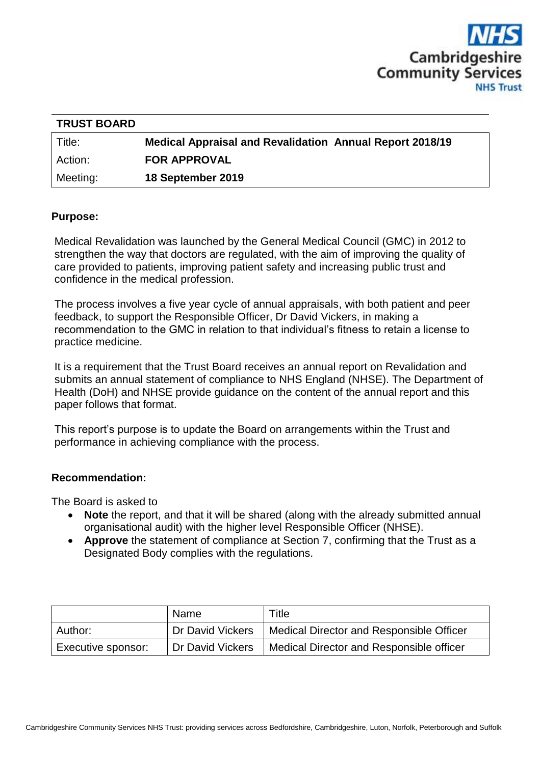**TRUST BOARD**

| | |
|---|---|
| Title: | **Medical Appraisal and Revalidation Annual Report 2018/19** |
| Action: | **FOR APPROVAL** |
| Meeting: | **18 September 2019** |

**Purpose:**

Medical Revalidation was launched by the General Medical Council (GMC) in 2012 to strengthen the way that doctors are regulated, with the aim of improving the quality of care provided to patients, improving patient safety and increasing public trust and confidence in the medical profession.

The process involves a five year cycle of annual appraisals, with both patient and peer feedback, to support the Responsible Officer, Dr David Vickers, in making a recommendation to the GMC in relation to that individual's fitness to retain a license to practice medicine.

It is a requirement that the Trust Board receives an annual report on Revalidation and submits an annual statement of compliance to NHS England (NHSE). The Department of Health (DoH) and NHSE provide guidance on the content of the annual report and this paper follows that format.

This report's purpose is to update the Board on arrangements within the Trust and performance in achieving compliance with the process.

**Recommendation:**

The Board is asked to

- **Note** the report, and that it will be shared (along with the already submitted annual organisational audit) with the higher level Responsible Officer (NHSE).
- **Approve** the statement of compliance at Section 7, confirming that the Trust as a Designated Body complies with the regulations.

| | Name | Title |
|---|---|---|
| Author: | Dr David Vickers | Medical Director and Responsible Officer |
| Executive sponsor: | Dr David Vickers | Medical Director and Responsible officer |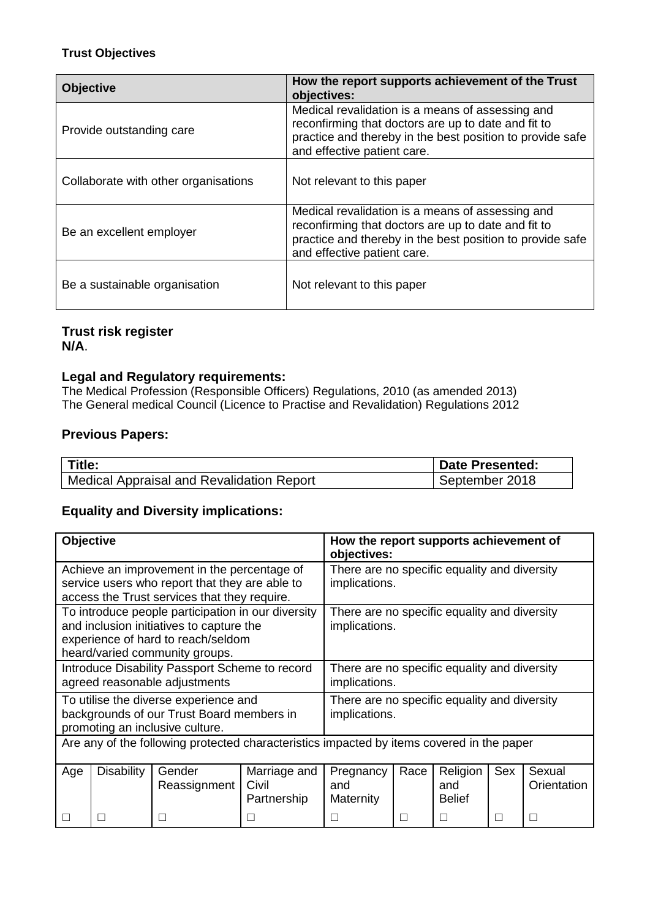**Trust Objectives**

| Objective | How the report supports achievement of the Trust objectives: |
|---|---|
| Provide outstanding care | Medical revalidation is a means of assessing and reconfirming that doctors are up to date and fit to practice and thereby in the best position to provide safe and effective patient care. |
| Collaborate with other organisations | Not relevant to this paper |
| Be an excellent employer | Medical revalidation is a means of assessing and reconfirming that doctors are up to date and fit to practice and thereby in the best position to provide safe and effective patient care. |
| Be a sustainable organisation | Not relevant to this paper |

### Trust risk register

**N/A**.

### Legal and Regulatory requirements:

The Medical Profession (Responsible Officers) Regulations, 2010 (as amended 2013)
The General medical Council (Licence to Practise and Revalidation) Regulations 2012

### Previous Papers:

| Title: | Date Presented: |
|---|---|
| Medical Appraisal and Revalidation Report | September 2018 |

### Equality and Diversity implications:

| Objective | | | | How the report supports achievement of objectives: | | | | |
|---|---|---|---|---|---|---|---|---|
| Achieve an improvement in the percentage of service users who report that they are able to access the Trust services that they require. | | | | There are no specific equality and diversity implications. | | | | |
| To introduce people participation in our diversity and inclusion initiatives to capture the experience of hard to reach/seldom heard/varied community groups. | | | | There are no specific equality and diversity implications. | | | | |
| Introduce Disability Passport Scheme to record agreed reasonable adjustments | | | | There are no specific equality and diversity implications. | | | | |
| To utilise the diverse experience and backgrounds of our Trust Board members in promoting an inclusive culture. | | | | There are no specific equality and diversity implications. | | | | |
| Are any of the following protected characteristics impacted by items covered in the paper | | | | | | | | |
| Age | Disability | Gender Reassignment | Marriage and Civil Partnership | Pregnancy and Maternity | Race | Religion and Belief | Sex | Sexual Orientation |
| ☐ | ☐ | ☐ | ☐ | ☐ | ☐ | ☐ | ☐ | ☐ |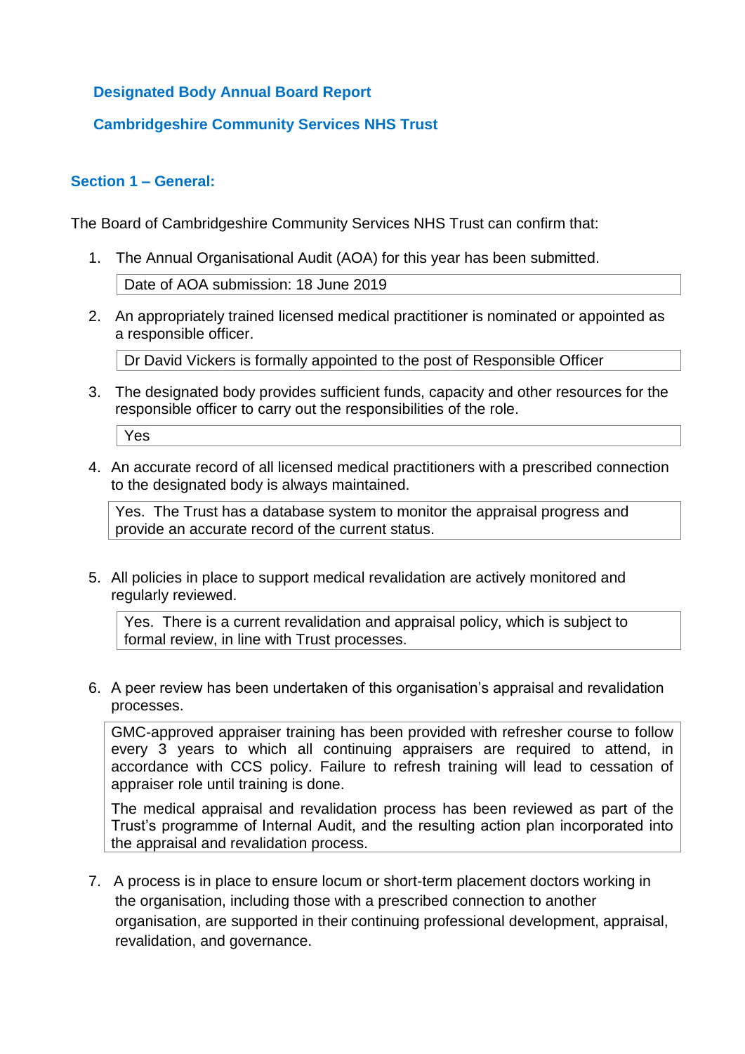## Designated Body Annual Board Report

## Cambridgeshire Community Services NHS Trust

### Section 1 – General:

The Board of Cambridgeshire Community Services NHS Trust can confirm that:

1. The Annual Organisational Audit (AOA) for this year has been submitted.

   | Date of AOA submission: 18 June 2019 |
   |---|

2. An appropriately trained licensed medical practitioner is nominated or appointed as a responsible officer.

   | Dr David Vickers is formally appointed to the post of Responsible Officer |
   |---|

3. The designated body provides sufficient funds, capacity and other resources for the responsible officer to carry out the responsibilities of the role.

   | Yes |
   |---|

4. An accurate record of all licensed medical practitioners with a prescribed connection to the designated body is always maintained.

   | Yes. The Trust has a database system to monitor the appraisal progress and provide an accurate record of the current status. |
   |---|

5. All policies in place to support medical revalidation are actively monitored and regularly reviewed.

   | Yes. There is a current revalidation and appraisal policy, which is subject to formal review, in line with Trust processes. |
   |---|

6. A peer review has been undertaken of this organisation's appraisal and revalidation processes.

   | GMC-approved appraiser training has been provided with refresher course to follow every 3 years to which all continuing appraisers are required to attend, in accordance with CCS policy. Failure to refresh training will lead to cessation of appraiser role until training is done.<br><br>The medical appraisal and revalidation process has been reviewed as part of the Trust's programme of Internal Audit, and the resulting action plan incorporated into the appraisal and revalidation process. |
   |---|

7. A process is in place to ensure locum or short-term placement doctors working in the organisation, including those with a prescribed connection to another organisation, are supported in their continuing professional development, appraisal, revalidation, and governance.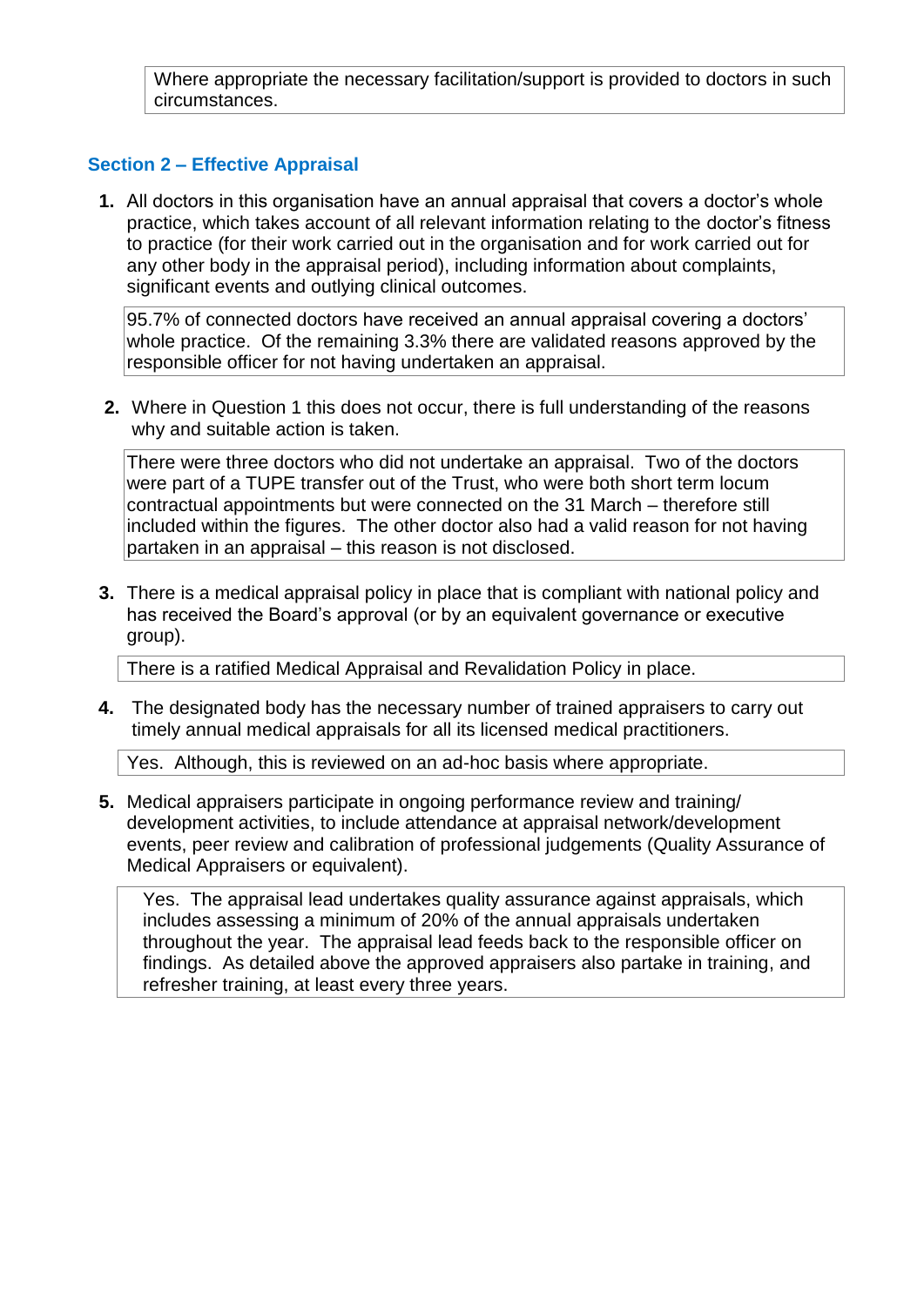Where appropriate the necessary facilitation/support is provided to doctors in such circumstances.

## Section 2 – Effective Appraisal

1. All doctors in this organisation have an annual appraisal that covers a doctor's whole practice, which takes account of all relevant information relating to the doctor's fitness to practice (for their work carried out in the organisation and for work carried out for any other body in the appraisal period), including information about complaints, significant events and outlying clinical outcomes.

   95.7% of connected doctors have received an annual appraisal covering a doctors' whole practice. Of the remaining 3.3% there are validated reasons approved by the responsible officer for not having undertaken an appraisal.

2. Where in Question 1 this does not occur, there is full understanding of the reasons why and suitable action is taken.

   There were three doctors who did not undertake an appraisal. Two of the doctors were part of a TUPE transfer out of the Trust, who were both short term locum contractual appointments but were connected on the 31 March – therefore still included within the figures. The other doctor also had a valid reason for not having partaken in an appraisal – this reason is not disclosed.

3. There is a medical appraisal policy in place that is compliant with national policy and has received the Board's approval (or by an equivalent governance or executive group).

   There is a ratified Medical Appraisal and Revalidation Policy in place.

4. The designated body has the necessary number of trained appraisers to carry out timely annual medical appraisals for all its licensed medical practitioners.

   Yes. Although, this is reviewed on an ad-hoc basis where appropriate.

5. Medical appraisers participate in ongoing performance review and training/ development activities, to include attendance at appraisal network/development events, peer review and calibration of professional judgements (Quality Assurance of Medical Appraisers or equivalent).

   Yes. The appraisal lead undertakes quality assurance against appraisals, which includes assessing a minimum of 20% of the annual appraisals undertaken throughout the year. The appraisal lead feeds back to the responsible officer on findings. As detailed above the approved appraisers also partake in training, and refresher training, at least every three years.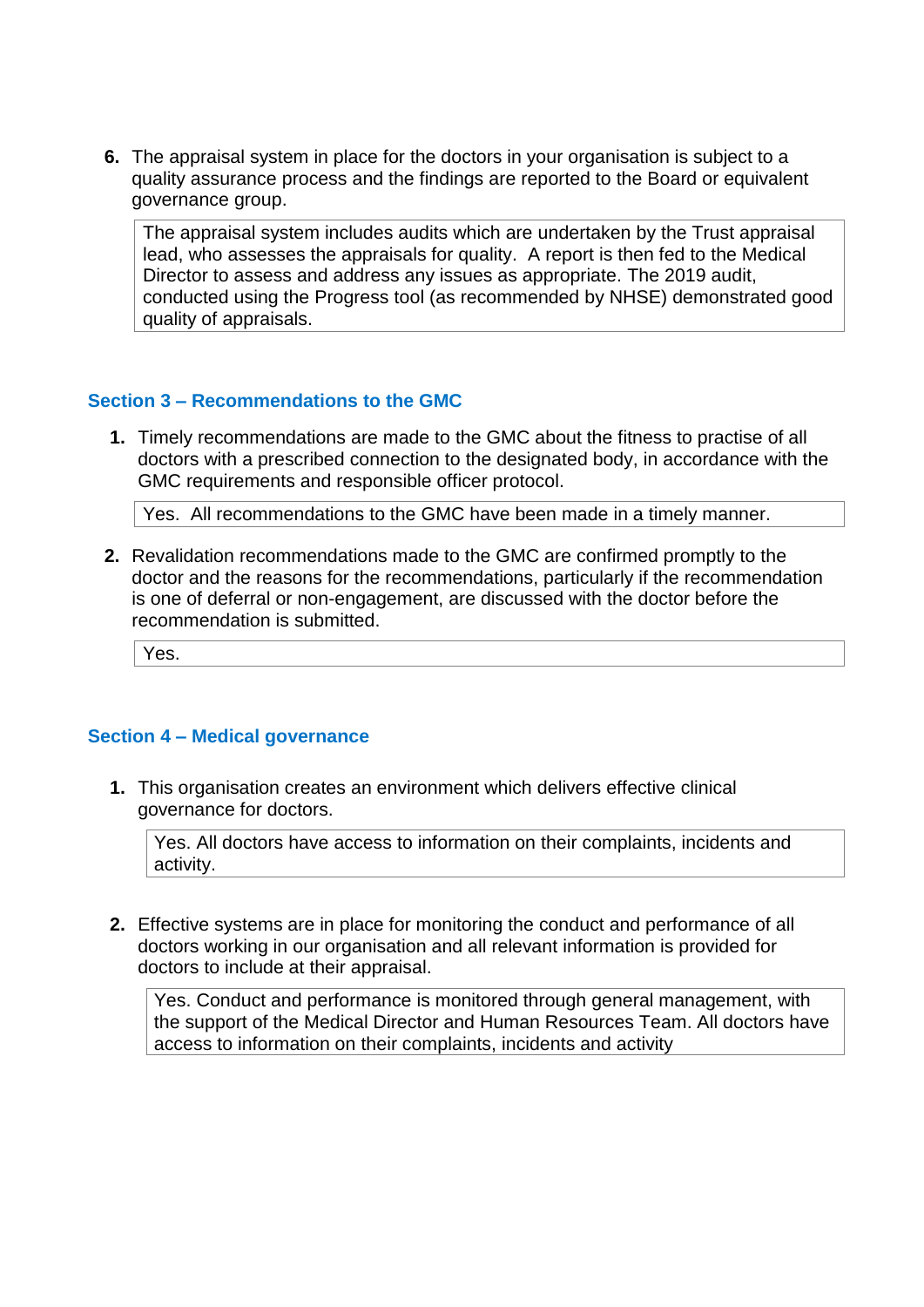6. The appraisal system in place for the doctors in your organisation is subject to a quality assurance process and the findings are reported to the Board or equivalent governance group.

| The appraisal system includes audits which are undertaken by the Trust appraisal lead, who assesses the appraisals for quality.  A report is then fed to the Medical Director to assess and address any issues as appropriate. The 2019 audit, conducted using the Progress tool (as recommended by NHSE) demonstrated good quality of appraisals. |
|---|

## Section 3 – Recommendations to the GMC

1. Timely recommendations are made to the GMC about the fitness to practise of all doctors with a prescribed connection to the designated body, in accordance with the GMC requirements and responsible officer protocol.

| Yes.  All recommendations to the GMC have been made in a timely manner. |
|---|

2. Revalidation recommendations made to the GMC are confirmed promptly to the doctor and the reasons for the recommendations, particularly if the recommendation is one of deferral or non-engagement, are discussed with the doctor before the recommendation is submitted.

| Yes. |
|---|

## Section 4 – Medical governance

1. This organisation creates an environment which delivers effective clinical governance for doctors.

| Yes. All doctors have access to information on their complaints, incidents and activity. |
|---|

2. Effective systems are in place for monitoring the conduct and performance of all doctors working in our organisation and all relevant information is provided for doctors to include at their appraisal.

| Yes. Conduct and performance is monitored through general management, with the support of the Medical Director and Human Resources Team. All doctors have access to information on their complaints, incidents and activity |
|---|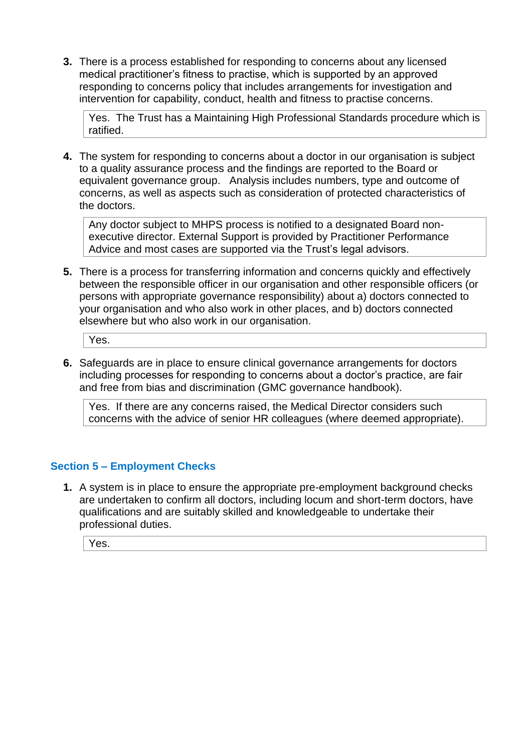3. There is a process established for responding to concerns about any licensed medical practitioner's fitness to practise, which is supported by an approved responding to concerns policy that includes arrangements for investigation and intervention for capability, conduct, health and fitness to practise concerns.

   > Yes. The Trust has a Maintaining High Professional Standards procedure which is ratified.

4. The system for responding to concerns about a doctor in our organisation is subject to a quality assurance process and the findings are reported to the Board or equivalent governance group. Analysis includes numbers, type and outcome of concerns, as well as aspects such as consideration of protected characteristics of the doctors.

   > Any doctor subject to MHPS process is notified to a designated Board non-executive director. External Support is provided by Practitioner Performance Advice and most cases are supported via the Trust's legal advisors.

5. There is a process for transferring information and concerns quickly and effectively between the responsible officer in our organisation and other responsible officers (or persons with appropriate governance responsibility) about a) doctors connected to your organisation and who also work in other places, and b) doctors connected elsewhere but who also work in our organisation.

   > Yes.

6. Safeguards are in place to ensure clinical governance arrangements for doctors including processes for responding to concerns about a doctor's practice, are fair and free from bias and discrimination (GMC governance handbook).

   > Yes. If there are any concerns raised, the Medical Director considers such concerns with the advice of senior HR colleagues (where deemed appropriate).

## Section 5 – Employment Checks

1. A system is in place to ensure the appropriate pre-employment background checks are undertaken to confirm all doctors, including locum and short-term doctors, have qualifications and are suitably skilled and knowledgeable to undertake their professional duties.

   > Yes.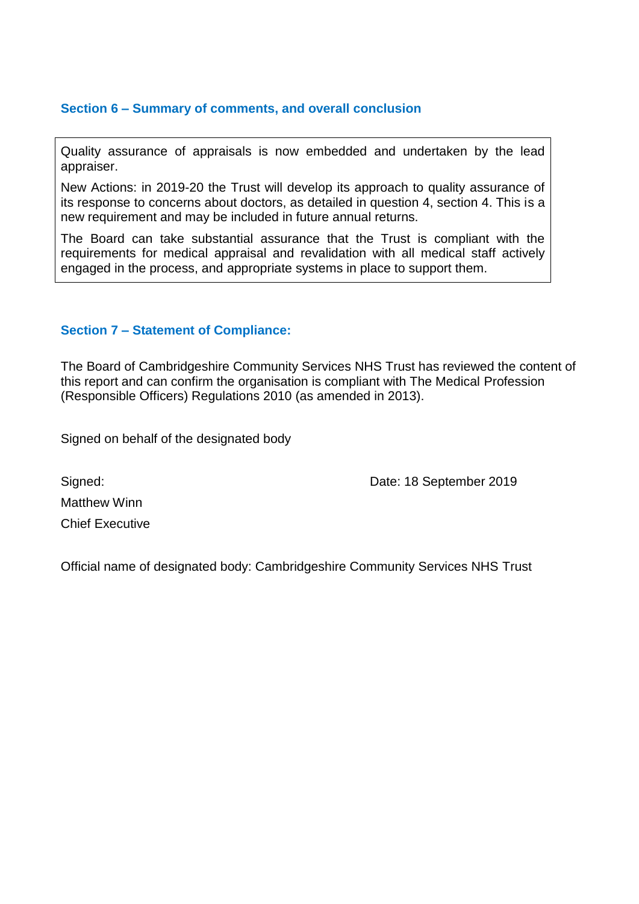### Section 6 – Summary of comments, and overall conclusion

Quality assurance of appraisals is now embedded and undertaken by the lead appraiser.

New Actions: in 2019-20 the Trust will develop its approach to quality assurance of its response to concerns about doctors, as detailed in question 4, section 4. This is a new requirement and may be included in future annual returns.

The Board can take substantial assurance that the Trust is compliant with the requirements for medical appraisal and revalidation with all medical staff actively engaged in the process, and appropriate systems in place to support them.

### Section 7 – Statement of Compliance:

The Board of Cambridgeshire Community Services NHS Trust has reviewed the content of this report and can confirm the organisation is compliant with The Medical Profession (Responsible Officers) Regulations 2010 (as amended in 2013).

Signed on behalf of the designated body

Signed: Date: 18 September 2019

Matthew Winn

Chief Executive

Official name of designated body: Cambridgeshire Community Services NHS Trust